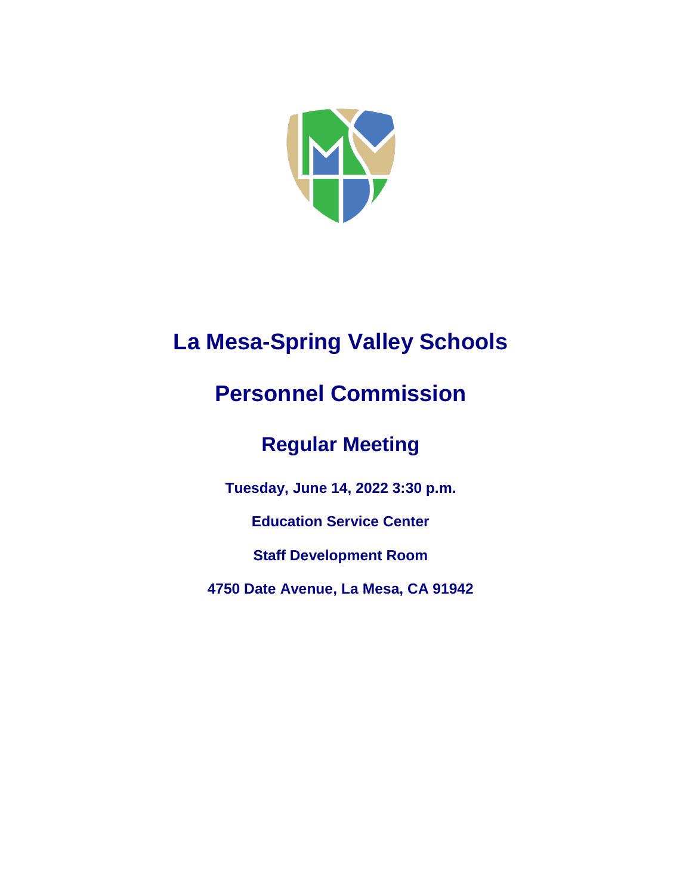# La Mesa-Spring Valley Schools

# Personnel Commission

## Regular Meeting

**Tuesday, June 14, 2022 3:30 p.m.**

**Education Service Center**

**Staff Development Room**

**4750 Date Avenue, La Mesa, CA 91942**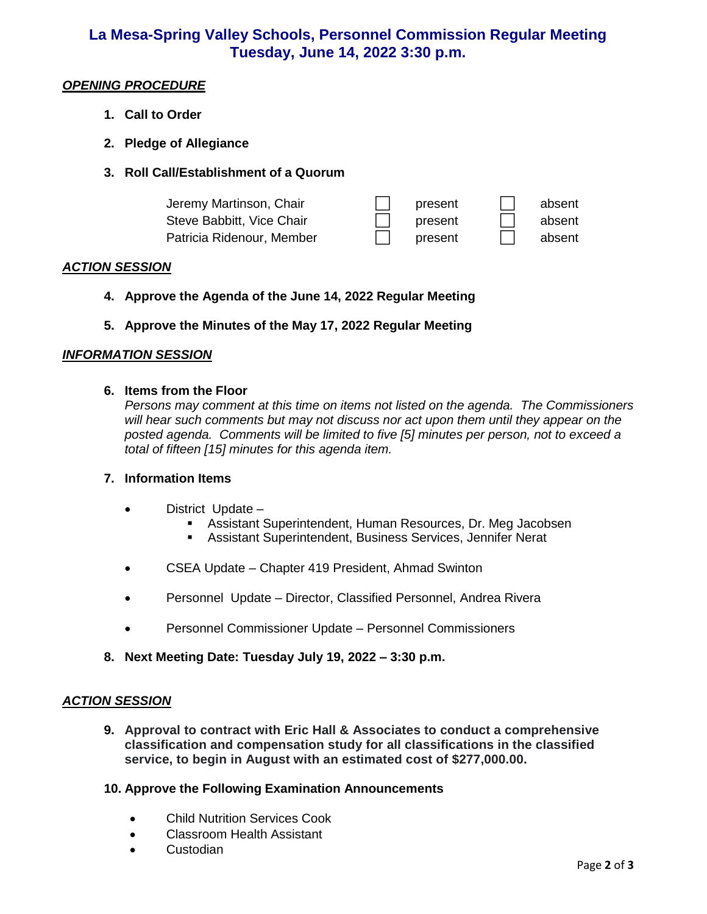# La Mesa-Spring Valley Schools, Personnel Commission Regular Meeting
## Tuesday, June 14, 2022 3:30 p.m.

***OPENING PROCEDURE***

1. **Call to Order**
2. **Pledge of Allegiance**
3. **Roll Call/Establishment of a Quorum**

| | | |
|---|---|---|
| Jeremy Martinson, Chair | ☐ present | ☐ absent |
| Steve Babbitt, Vice Chair | ☐ present | ☐ absent |
| Patricia Ridenour, Member | ☐ present | ☐ absent |

***ACTION SESSION***

4. **Approve the Agenda of the June 14, 2022 Regular Meeting**
5. **Approve the Minutes of the May 17, 2022 Regular Meeting**

***INFORMATION SESSION***

6. **Items from the Floor**
   *Persons may comment at this time on items not listed on the agenda. The Commissioners will hear such comments but may not discuss nor act upon them until they appear on the posted agenda. Comments will be limited to five [5] minutes per person, not to exceed a total of fifteen [15] minutes for this agenda item.*

7. **Information Items**
   - District Update –
     - Assistant Superintendent, Human Resources, Dr. Meg Jacobsen
     - Assistant Superintendent, Business Services, Jennifer Nerat
   - CSEA Update – Chapter 419 President, Ahmad Swinton
   - Personnel Update – Director, Classified Personnel, Andrea Rivera
   - Personnel Commissioner Update – Personnel Commissioners

8. **Next Meeting Date: Tuesday July 19, 2022 – 3:30 p.m.**

***ACTION SESSION***

9. **Approval to contract with Eric Hall & Associates to conduct a comprehensive classification and compensation study for all classifications in the classified service, to begin in August with an estimated cost of $277,000.00.**

10. **Approve the Following Examination Announcements**
    - Child Nutrition Services Cook
    - Classroom Health Assistant
    - Custodian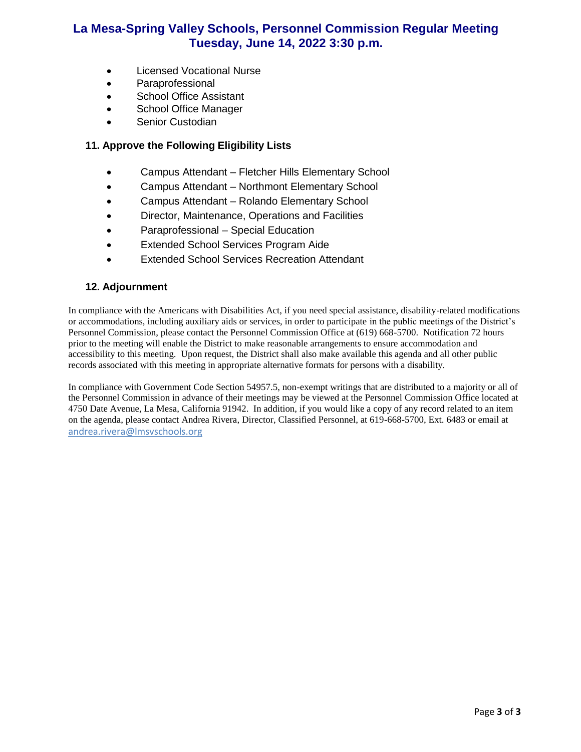- Licensed Vocational Nurse
- Paraprofessional
- School Office Assistant
- School Office Manager
- Senior Custodian

### 11. Approve the Following Eligibility Lists

- Campus Attendant – Fletcher Hills Elementary School
- Campus Attendant – Northmont Elementary School
- Campus Attendant – Rolando Elementary School
- Director, Maintenance, Operations and Facilities
- Paraprofessional – Special Education
- Extended School Services Program Aide
- Extended School Services Recreation Attendant

### 12. Adjournment

In compliance with the Americans with Disabilities Act, if you need special assistance, disability-related modifications or accommodations, including auxiliary aids or services, in order to participate in the public meetings of the District's Personnel Commission, please contact the Personnel Commission Office at (619) 668-5700. Notification 72 hours prior to the meeting will enable the District to make reasonable arrangements to ensure accommodation and accessibility to this meeting. Upon request, the District shall also make available this agenda and all other public records associated with this meeting in appropriate alternative formats for persons with a disability.

In compliance with Government Code Section 54957.5, non-exempt writings that are distributed to a majority or all of the Personnel Commission in advance of their meetings may be viewed at the Personnel Commission Office located at 4750 Date Avenue, La Mesa, California 91942. In addition, if you would like a copy of any record related to an item on the agenda, please contact Andrea Rivera, Director, Classified Personnel, at 619-668-5700, Ext. 6483 or email at andrea.rivera@lmsvschools.org